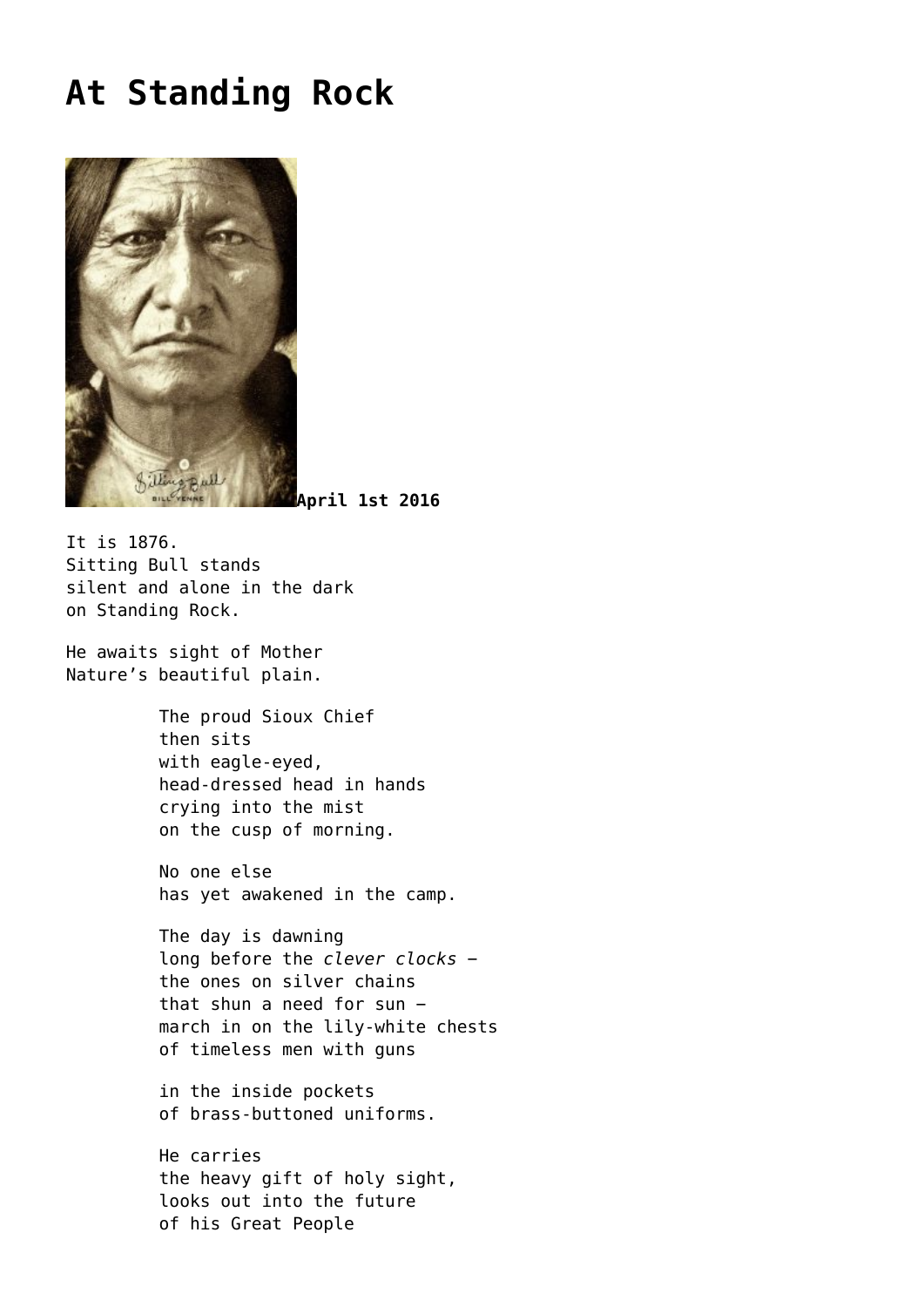# At Standing Rock

**April 1st 2016**

It is 1876.
Sitting Bull stands
silent and alone in the dark
on Standing Rock.

He awaits sight of Mother
Nature's beautiful plain.

The proud Sioux Chief
then sits
with eagle-eyed,
head-dressed head in hands
crying into the mist
on the cusp of morning.

No one else
has yet awakened in the camp.

The day is dawning
long before the *clever clocks* –
the ones on silver chains
that shun a need for sun –
march in on the lily-white chests
of timeless men with guns

in the inside pockets
of brass-buttoned uniforms.

He carries
the heavy gift of holy sight,
looks out into the future
of his Great People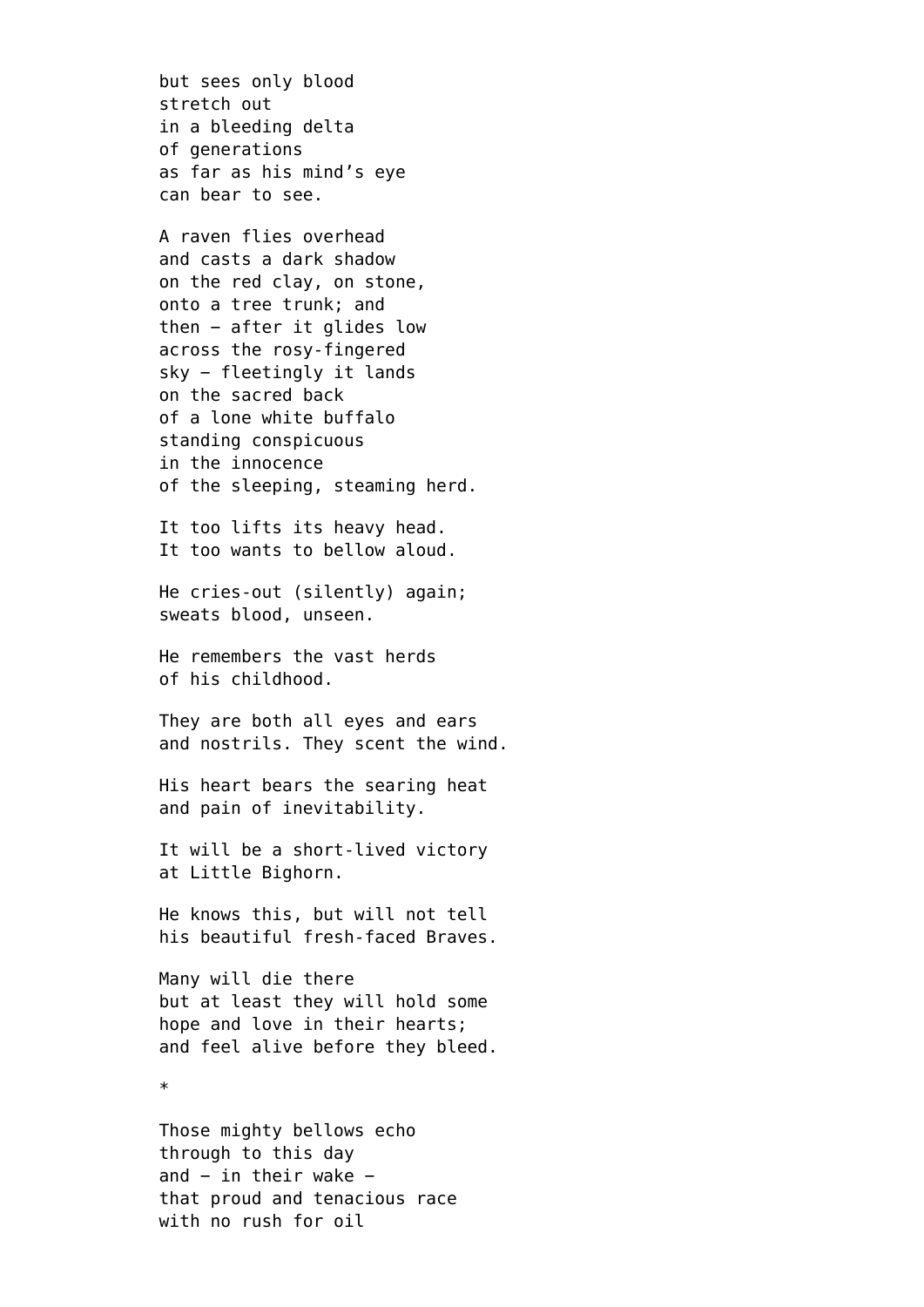but sees only blood  
stretch out  
in a bleeding delta  
of generations  
as far as his mind's eye  
can bear to see.

A raven flies overhead  
and casts a dark shadow  
on the red clay, on stone,  
onto a tree trunk; and  
then – after it glides low  
across the rosy-fingered  
sky – fleetingly it lands  
on the sacred back  
of a lone white buffalo  
standing conspicuous  
in the innocence  
of the sleeping, steaming herd.

It too lifts its heavy head.  
It too wants to bellow aloud.

He cries-out (silently) again;  
sweats blood, unseen.

He remembers the vast herds  
of his childhood.

They are both all eyes and ears  
and nostrils. They scent the wind.

His heart bears the searing heat  
and pain of inevitability.

It will be a short-lived victory  
at Little Bighorn.

He knows this, but will not tell  
his beautiful fresh-faced Braves.

Many will die there  
but at least they will hold some  
hope and love in their hearts;  
and feel alive before they bleed.

*

Those mighty bellows echo  
through to this day  
and – in their wake –  
that proud and tenacious race  
with no rush for oil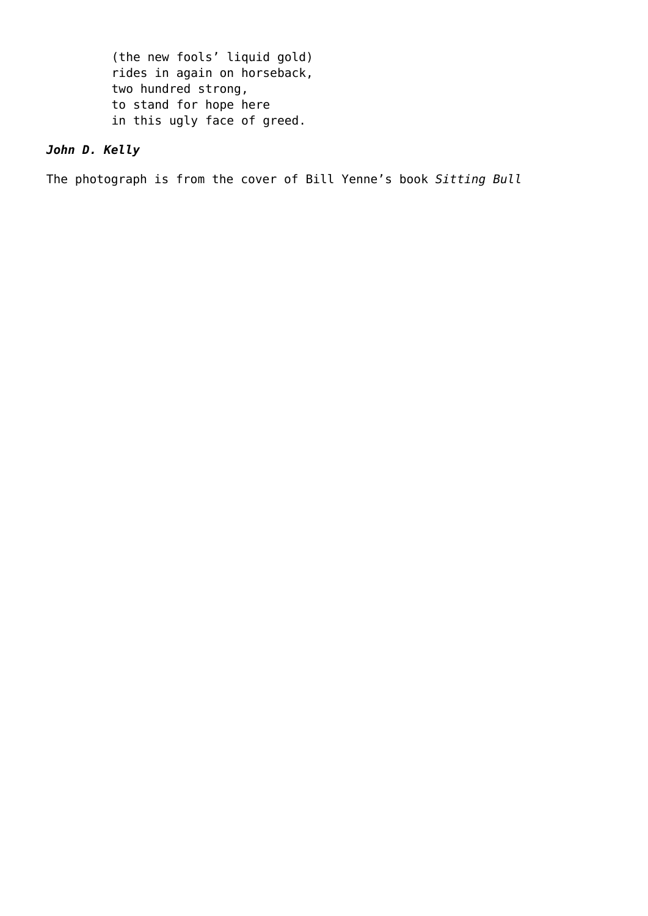(the new fools' liquid gold)
rides in again on horseback,
two hundred strong,
to stand for hope here
in this ugly face of greed.

***John D. Kelly***

The photograph is from the cover of Bill Yenne's book *Sitting Bull*